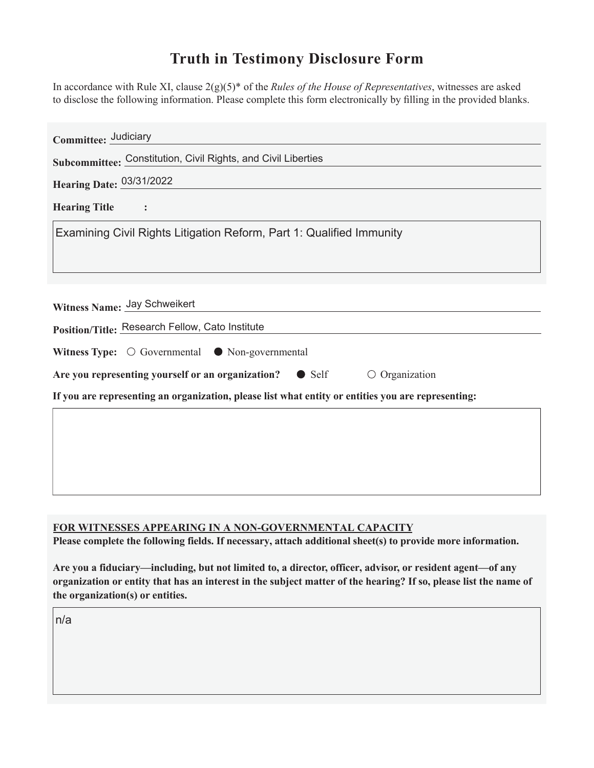# Truth in Testimony Disclosure Form

In accordance with Rule XI, clause 2(g)(5)* of the *Rules of the House of Representatives*, witnesses are asked to disclose the following information. Please complete this form electronically by filling in the provided blanks.

**Committee:** Judiciary

**Subcommittee:** Constitution, Civil Rights, and Civil Liberties

**Hearing Date:** 03/31/2022

**Hearing Title:**

Examining Civil Rights Litigation Reform, Part 1: Qualified Immunity

**Witness Name:** Jay Schweikert

**Position/Title:** Research Fellow, Cato Institute

**Witness Type:** ○ Governmental ● Non-governmental

**Are you representing yourself or an organization?** ● Self ○ Organization

**If you are representing an organization, please list what entity or entities you are representing:**

**FOR WITNESSES APPEARING IN A NON-GOVERNMENTAL CAPACITY**

**Please complete the following fields. If necessary, attach additional sheet(s) to provide more information.**

**Are you a fiduciary—including, but not limited to, a director, officer, advisor, or resident agent—of any organization or entity that has an interest in the subject matter of the hearing? If so, please list the name of the organization(s) or entities.**

n/a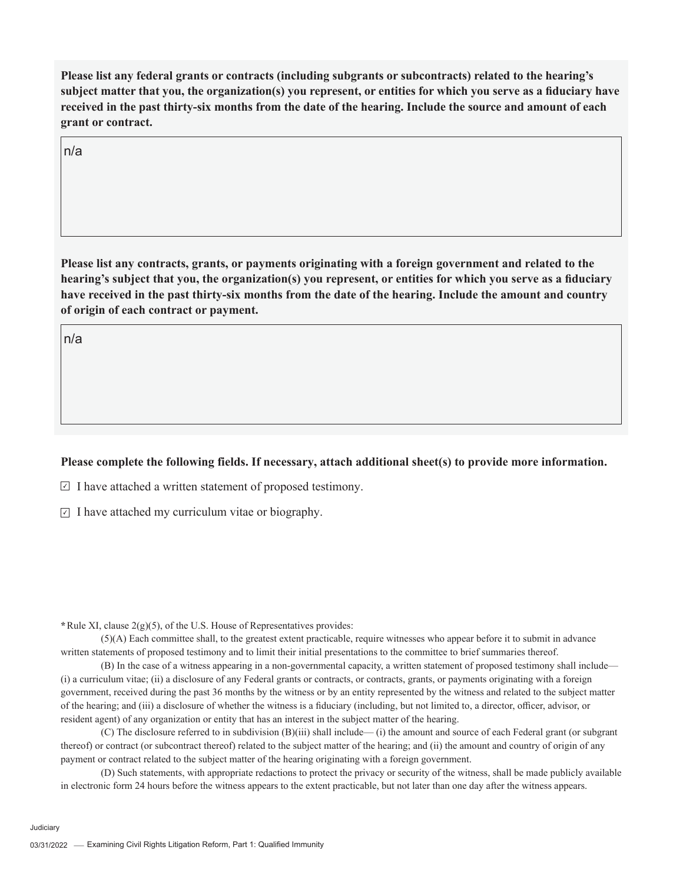**Please list any federal grants or contracts (including subgrants or subcontracts) related to the hearing's subject matter that you, the organization(s) you represent, or entities for which you serve as a fiduciary have received in the past thirty-six months from the date of the hearing. Include the source and amount of each grant or contract.**

n/a

**Please list any contracts, grants, or payments originating with a foreign government and related to the hearing's subject that you, the organization(s) you represent, or entities for which you serve as a fiduciary have received in the past thirty-six months from the date of the hearing. Include the amount and country of origin of each contract or payment.**

n/a

**Please complete the following fields. If necessary, attach additional sheet(s) to provide more information.**

☑ I have attached a written statement of proposed testimony.

☑ I have attached my curriculum vitae or biography.

**\***Rule XI, clause 2(g)(5), of the U.S. House of Representatives provides:

(5)(A) Each committee shall, to the greatest extent practicable, require witnesses who appear before it to submit in advance written statements of proposed testimony and to limit their initial presentations to the committee to brief summaries thereof.

(B) In the case of a witness appearing in a non-governmental capacity, a written statement of proposed testimony shall include— (i) a curriculum vitae; (ii) a disclosure of any Federal grants or contracts, or contracts, grants, or payments originating with a foreign government, received during the past 36 months by the witness or by an entity represented by the witness and related to the subject matter of the hearing; and (iii) a disclosure of whether the witness is a fiduciary (including, but not limited to, a director, officer, advisor, or resident agent) of any organization or entity that has an interest in the subject matter of the hearing.

(C) The disclosure referred to in subdivision (B)(iii) shall include— (i) the amount and source of each Federal grant (or subgrant thereof) or contract (or subcontract thereof) related to the subject matter of the hearing; and (ii) the amount and country of origin of any payment or contract related to the subject matter of the hearing originating with a foreign government.

(D) Such statements, with appropriate redactions to protect the privacy or security of the witness, shall be made publicly available in electronic form 24 hours before the witness appears to the extent practicable, but not later than one day after the witness appears.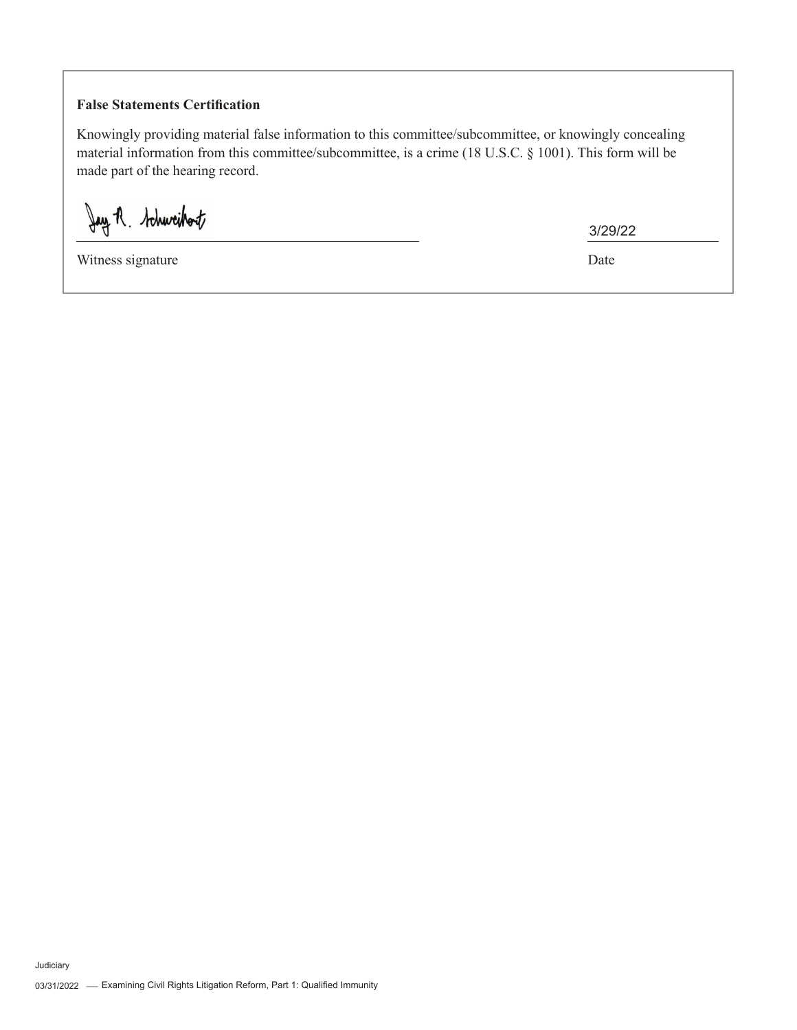**False Statements Certification**

Knowingly providing material false information to this committee/subcommittee, or knowingly concealing material information from this committee/subcommittee, is a crime (18 U.S.C. § 1001). This form will be made part of the hearing record.

Jay R. Schweikert

Witness signature

3/29/22

Date